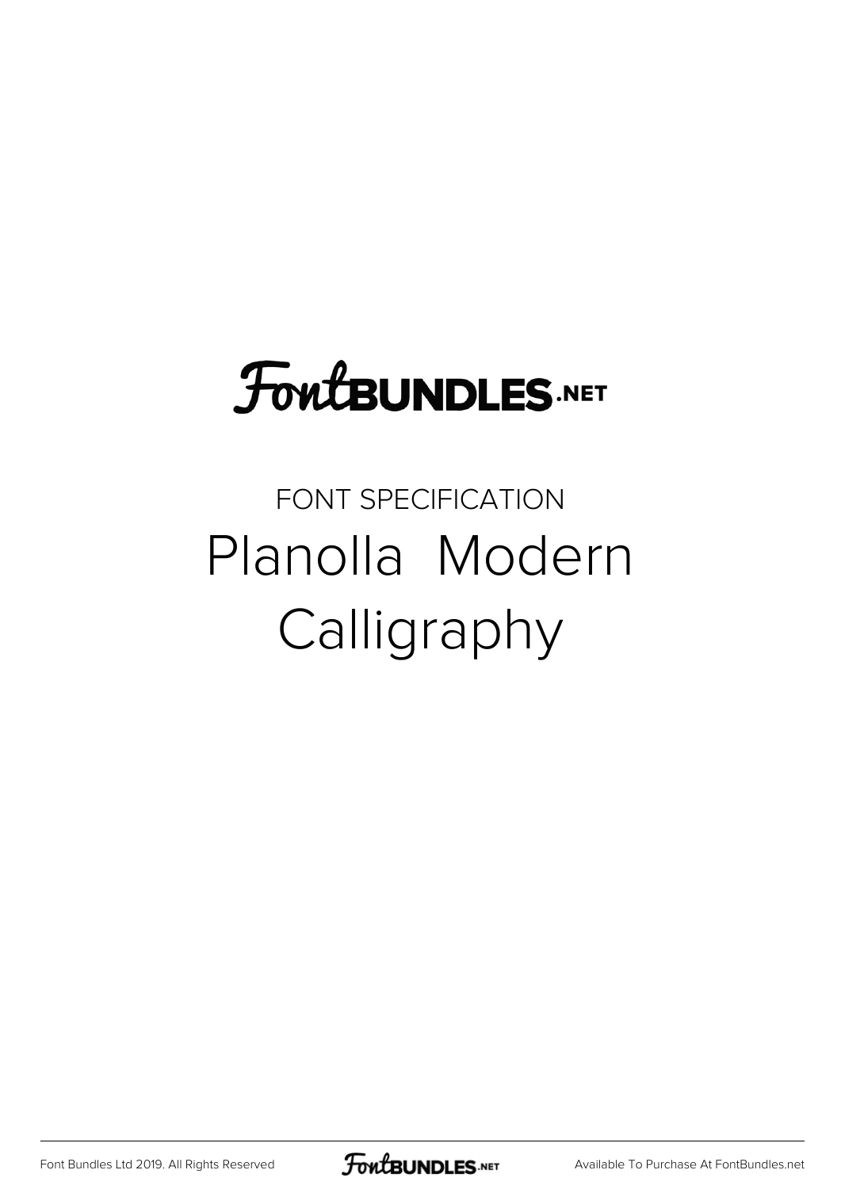FontBUNDLES.NET

FONT SPECIFICATION

# Planolla Modern Calligraphy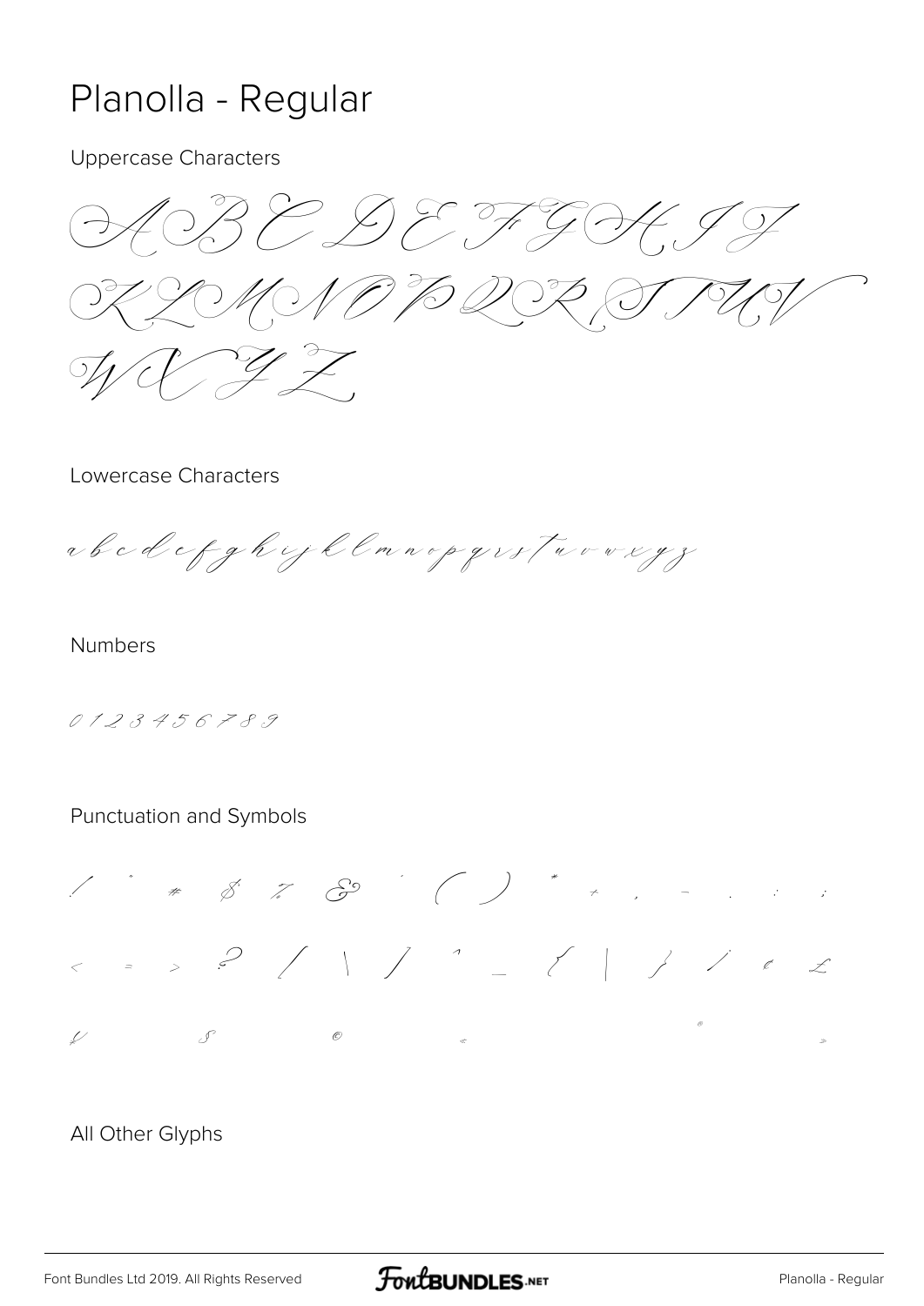# Planolla - Regular

Uppercase Characters

A B C D E F G H I J

K L M N O P Q R S T U V

W X Y Z

Lowercase Characters

a b c d e f g h i j k l m n o p q r s t u v w x y z

Numbers

0 1 2 3 4 5 6 7 8 9

Punctuation and Symbols

! " # $ % & ' ( ) * + , - . : ;

< = > ? / \ / ^ _ { | } / ¢ £

¥ § © « ® »

All Other Glyphs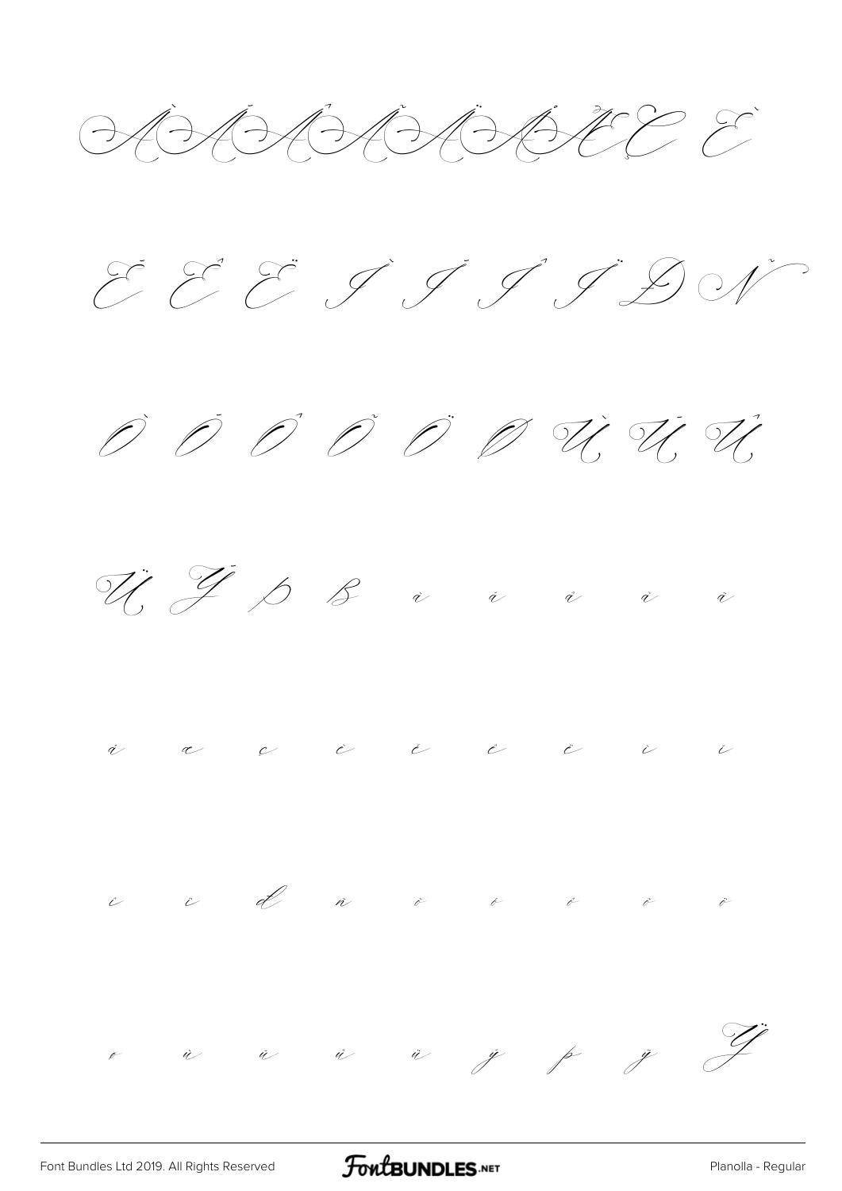À Á Â Ã Ä Å Æ Ç È

É Ê Ë Ì Í Î Ï Ð Ñ

Ò Ó Ô Õ Ö Ø Ù Ú Û

Ü Ý Þ ß à á â ã ä

å æ ç è é ê ë ì í

î ï ð ñ ò ó ô õ ö

ø ù ú û ü ý þ ÿ Ÿ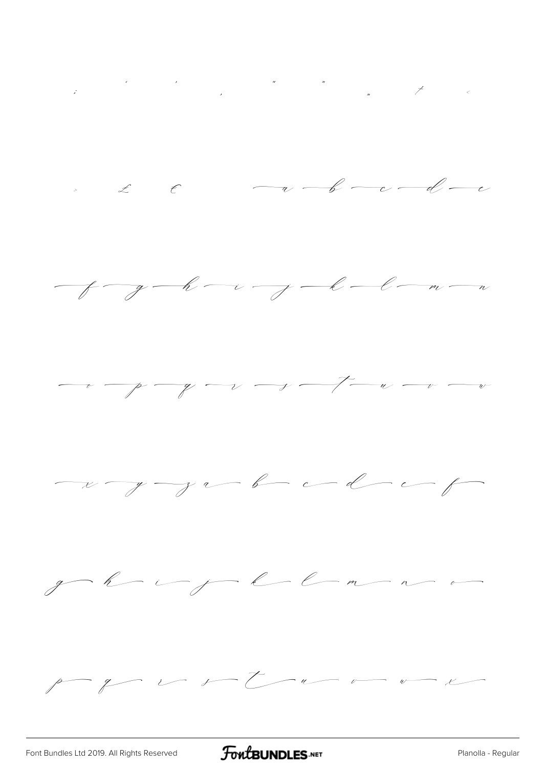; ' ' , " " „ + <

› £ € a b c d e

f g h i j k l m n

o p q r s t u v w

x y z a b c d e f

g h i j k l m n o

p q r s t u v w x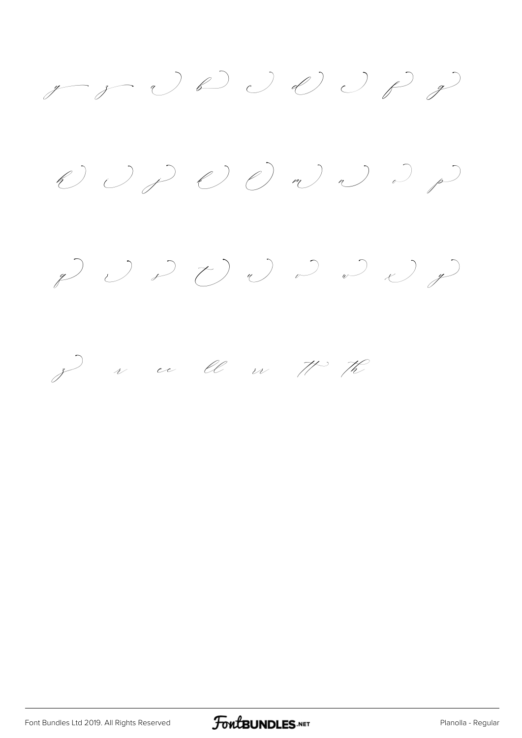y z a b c d e f g

h i j k l m n o p

q r s t u v w x y

z r ee ll rr tt th